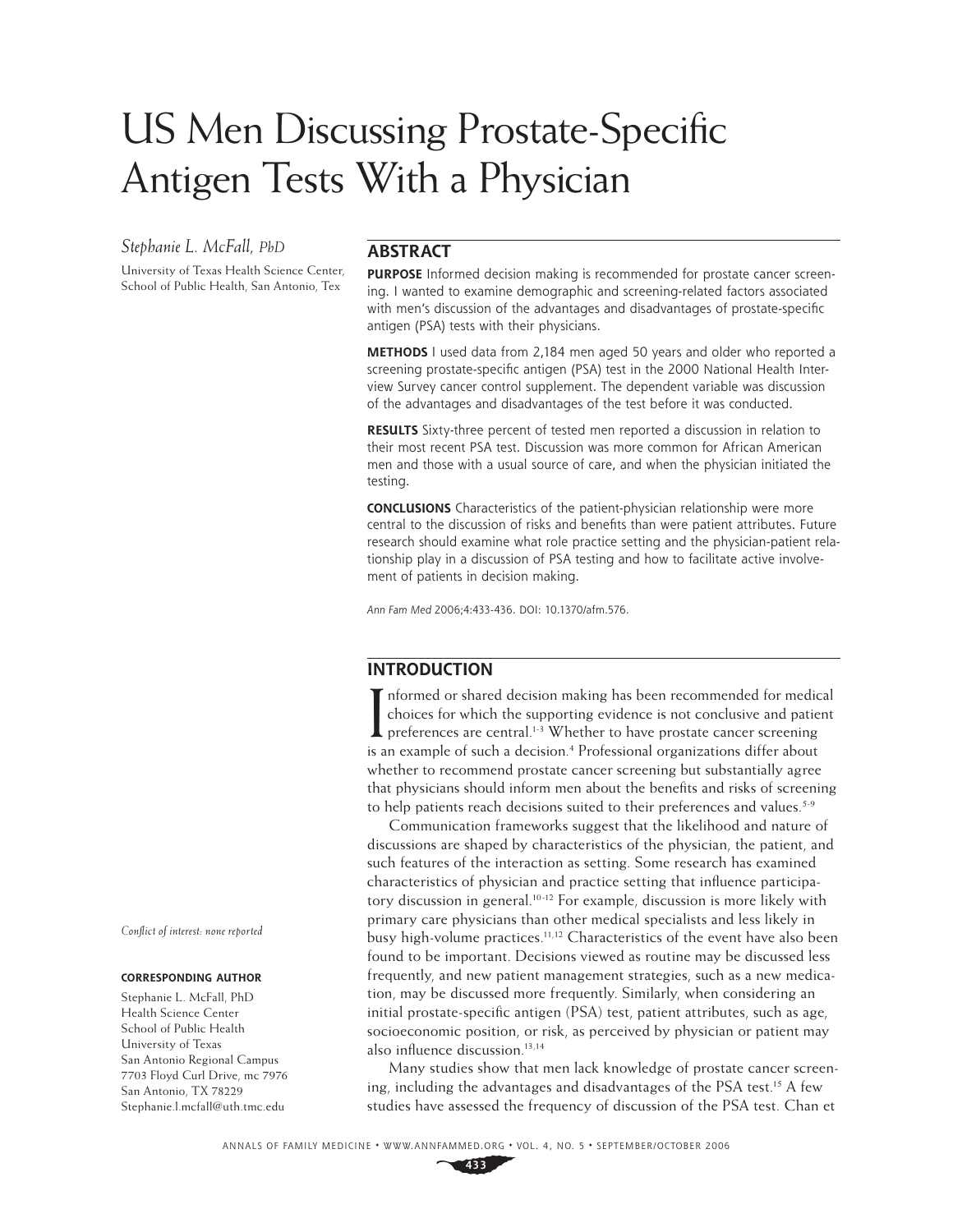# US Men Discussing Prostate-Specific Antigen Tests With a Physician

*Stephanie L. McFall, PhD*

University of Texas Health Science Center, School of Public Health, San Antonio, Tex

## ABSTRACT

**PURPOSE** Informed decision making is recommended for prostate cancer screening. I wanted to examine demographic and screening-related factors associated with men's discussion of the advantages and disadvantages of prostate-specific antigen (PSA) tests with their physicians.

**METHODS** I used data from 2,184 men aged 50 years and older who reported a screening prostate-specific antigen (PSA) test in the 2000 National Health Interview Survey cancer control supplement. The dependent variable was discussion of the advantages and disadvantages of the test before it was conducted.

**RESULTS** Sixty-three percent of tested men reported a discussion in relation to their most recent PSA test. Discussion was more common for African American men and those with a usual source of care, and when the physician initiated the testing.

**CONCLUSIONS** Characteristics of the patient-physician relationship were more central to the discussion of risks and benefits than were patient attributes. Future research should examine what role practice setting and the physician-patient relationship play in a discussion of PSA testing and how to facilitate active involvement of patients in decision making.

*Ann Fam Med* 2006;4:433-436. DOI: 10.1370/afm.576.

## INTRODUCTION

Informed or shared decision making has been recommended for medical choices for which the supporting evidence is not conclusive and patient preferences are central.[1-3] Whether to have prostate cancer screening is an example of such a decision.[4] Professional organizations differ about whether to recommend prostate cancer screening but substantially agree that physicians should inform men about the benefits and risks of screening to help patients reach decisions suited to their preferences and values.[5-9]

Communication frameworks suggest that the likelihood and nature of discussions are shaped by characteristics of the physician, the patient, and such features of the interaction as setting. Some research has examined characteristics of physician and practice setting that influence participatory discussion in general.[10-12] For example, discussion is more likely with primary care physicians than other medical specialists and less likely in busy high-volume practices.[11,12] Characteristics of the event have also been found to be important. Decisions viewed as routine may be discussed less frequently, and new patient management strategies, such as a new medication, may be discussed more frequently. Similarly, when considering an initial prostate-specific antigen (PSA) test, patient attributes, such as age, socioeconomic position, or risk, as perceived by physician or patient may also influence discussion.[13,14]

Many studies show that men lack knowledge of prostate cancer screening, including the advantages and disadvantages of the PSA test.[15] A few studies have assessed the frequency of discussion of the PSA test. Chan et

*Conflict of interest: none reported*

**CORRESPONDING AUTHOR**

Stephanie L. McFall, PhD
Health Science Center
School of Public Health
University of Texas
San Antonio Regional Campus
7703 Floyd Curl Drive, mc 7976
San Antonio, TX 78229
Stephanie.l.mcfall@uth.tmc.edu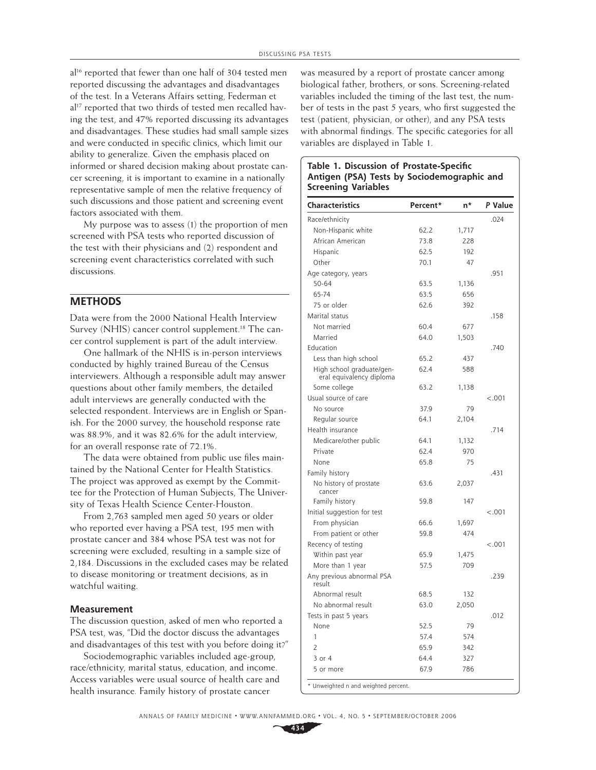al[16] reported that fewer than one half of 304 tested men reported discussing the advantages and disadvantages of the test. In a Veterans Affairs setting, Federman et al[17] reported that two thirds of tested men recalled having the test, and 47% reported discussing its advantages and disadvantages. These studies had small sample sizes and were conducted in specific clinics, which limit our ability to generalize. Given the emphasis placed on informed or shared decision making about prostate cancer screening, it is important to examine in a nationally representative sample of men the relative frequency of such discussions and those patient and screening event factors associated with them.

My purpose was to assess (1) the proportion of men screened with PSA tests who reported discussion of the test with their physicians and (2) respondent and screening event characteristics correlated with such discussions.

## METHODS

Data were from the 2000 National Health Interview Survey (NHIS) cancer control supplement.[18] The cancer control supplement is part of the adult interview.

One hallmark of the NHIS is in-person interviews conducted by highly trained Bureau of the Census interviewers. Although a responsible adult may answer questions about other family members, the detailed adult interviews are generally conducted with the selected respondent. Interviews are in English or Spanish. For the 2000 survey, the household response rate was 88.9%, and it was 82.6% for the adult interview, for an overall response rate of 72.1%.

The data were obtained from public use files maintained by the National Center for Health Statistics. The project was approved as exempt by the Committee for the Protection of Human Subjects, The University of Texas Health Science Center-Houston.

From 2,763 sampled men aged 50 years or older who reported ever having a PSA test, 195 men with prostate cancer and 384 whose PSA test was not for screening were excluded, resulting in a sample size of 2,184. Discussions in the excluded cases may be related to disease monitoring or treatment decisions, as in watchful waiting.

### Measurement

The discussion question, asked of men who reported a PSA test, was, "Did the doctor discuss the advantages and disadvantages of this test with you before doing it?"

Sociodemographic variables included age-group, race/ethnicity, marital status, education, and income. Access variables were usual source of health care and health insurance. Family history of prostate cancer was measured by a report of prostate cancer among biological father, brothers, or sons. Screening-related variables included the timing of the last test, the number of tests in the past 5 years, who first suggested the test (patient, physician, or other), and any PSA tests with abnormal findings. The specific categories for all variables are displayed in Table 1.

**Table 1. Discussion of Prostate-Specific Antigen (PSA) Tests by Sociodemographic and Screening Variables**

| Characteristics | Percent* | n* | *P* Value |
|---|---|---|---|
| Race/ethnicity | | | .024 |
| Non-Hispanic white | 62.2 | 1,717 | |
| African American | 73.8 | 228 | |
| Hispanic | 62.5 | 192 | |
| Other | 70.1 | 47 | |
| Age category, years | | | .951 |
| 50-64 | 63.5 | 1,136 | |
| 65-74 | 63.5 | 656 | |
| 75 or older | 62.6 | 392 | |
| Marital status | | | .158 |
| Not married | 60.4 | 677 | |
| Married | 64.0 | 1,503 | |
| Education | | | .740 |
| Less than high school | 65.2 | 437 | |
| High school graduate/general equivalency diploma | 62.4 | 588 | |
| Some college | 63.2 | 1,138 | |
| Usual source of care | | | <.001 |
| No source | 37.9 | 79 | |
| Regular source | 64.1 | 2,104 | |
| Health insurance | | | .714 |
| Medicare/other public | 64.1 | 1,132 | |
| Private | 62.4 | 970 | |
| None | 65.8 | 75 | |
| Family history | | | .431 |
| No history of prostate cancer | 63.6 | 2,037 | |
| Family history | 59.8 | 147 | |
| Initial suggestion for test | | | <.001 |
| From physician | 66.6 | 1,697 | |
| From patient or other | 59.8 | 474 | |
| Recency of testing | | | <.001 |
| Within past year | 65.9 | 1,475 | |
| More than 1 year | 57.5 | 709 | |
| Any previous abnormal PSA result | | | .239 |
| Abnormal result | 68.5 | 132 | |
| No abnormal result | 63.0 | 2,050 | |
| Tests in past 5 years | | | .012 |
| None | 52.5 | 79 | |
| 1 | 57.4 | 574 | |
| 2 | 65.9 | 342 | |
| 3 or 4 | 64.4 | 327 | |
| 5 or more | 67.9 | 786 | |

\* Unweighted n and weighted percent.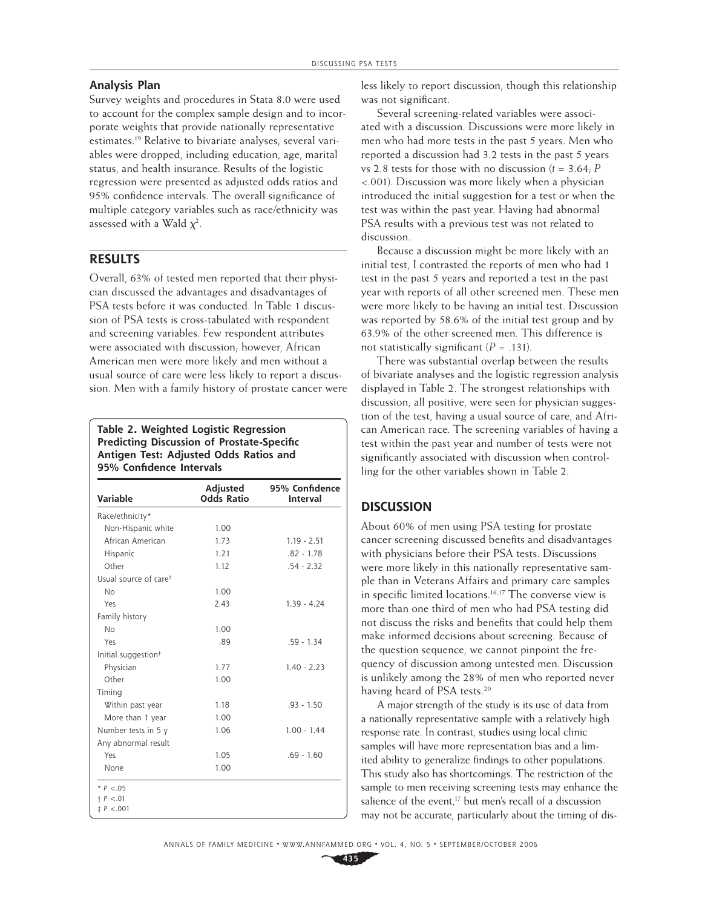### Analysis Plan

Survey weights and procedures in Stata 8.0 were used to account for the complex sample design and to incorporate weights that provide nationally representative estimates.[19] Relative to bivariate analyses, several variables were dropped, including education, age, marital status, and health insurance. Results of the logistic regression were presented as adjusted odds ratios and 95% confidence intervals. The overall significance of multiple category variables such as race/ethnicity was assessed with a Wald $\chi^2$.

## RESULTS

Overall, 63% of tested men reported that their physician discussed the advantages and disadvantages of PSA tests before it was conducted. In Table 1 discussion of PSA tests is cross-tabulated with respondent and screening variables. Few respondent attributes were associated with discussion; however, African American men were more likely and men without a usual source of care were less likely to report a discussion. Men with a family history of prostate cancer were less likely to report discussion, though this relationship was not significant.

**Table 2. Weighted Logistic Regression Predicting Discussion of Prostate-Specific Antigen Test: Adjusted Odds Ratios and 95% Confidence Intervals**

| Variable | Adjusted Odds Ratio | 95% Confidence Interval |
|---|---|---|
| Race/ethnicity* | | |
| Non-Hispanic white | 1.00 | |
| African American | 1.73 | 1.19 - 2.51 |
| Hispanic | 1.21 | .82 - 1.78 |
| Other | 1.12 | .54 - 2.32 |
| Usual source of care† | | |
| No | 1.00 | |
| Yes | 2.43 | 1.39 - 4.24 |
| Family history | | |
| No | 1.00 | |
| Yes | .89 | .59 - 1.34 |
| Initial suggestion‡ | | |
| Physician | 1.77 | 1.40 - 2.23 |
| Other | 1.00 | |
| Timing | | |
| Within past year | 1.18 | .93 - 1.50 |
| More than 1 year | 1.00 | |
| Number tests in 5 y | 1.06 | 1.00 - 1.44 |
| Any abnormal result | | |
| Yes | 1.05 | .69 - 1.60 |
| None | 1.00 | |

\* $P < .05$
† $P < .01$
‡ $P < .001$

Several screening-related variables were associated with a discussion. Discussions were more likely in men who had more tests in the past 5 years. Men who reported a discussion had 3.2 tests in the past 5 years vs 2.8 tests for those with no discussion ($t = 3.64$; $P < .001$). Discussion was more likely when a physician introduced the initial suggestion for a test or when the test was within the past year. Having had abnormal PSA results with a previous test was not related to discussion.

Because a discussion might be more likely with an initial test, I contrasted the reports of men who had 1 test in the past 5 years and reported a test in the past year with reports of all other screened men. These men were more likely to be having an initial test. Discussion was reported by 58.6% of the initial test group and by 63.9% of the other screened men. This difference is not statistically significant ($P = .131$).

There was substantial overlap between the results of bivariate analyses and the logistic regression analysis displayed in Table 2. The strongest relationships with discussion, all positive, were seen for physician suggestion of the test, having a usual source of care, and African American race. The screening variables of having a test within the past year and number of tests were not significantly associated with discussion when controlling for the other variables shown in Table 2.

## DISCUSSION

About 60% of men using PSA testing for prostate cancer screening discussed benefits and disadvantages with physicians before their PSA tests. Discussions were more likely in this nationally representative sample than in Veterans Affairs and primary care samples in specific limited locations.[16,17] The converse view is more than one third of men who had PSA testing did not discuss the risks and benefits that could help them make informed decisions about screening. Because of the question sequence, we cannot pinpoint the frequency of discussion among untested men. Discussion is unlikely among the 28% of men who reported never having heard of PSA tests.[20]

A major strength of the study is its use of data from a nationally representative sample with a relatively high response rate. In contrast, studies using local clinic samples will have more representation bias and a limited ability to generalize findings to other populations. This study also has shortcomings. The restriction of the sample to men receiving screening tests may enhance the salience of the event,[17] but men's recall of a discussion may not be accurate, particularly about the timing of dis-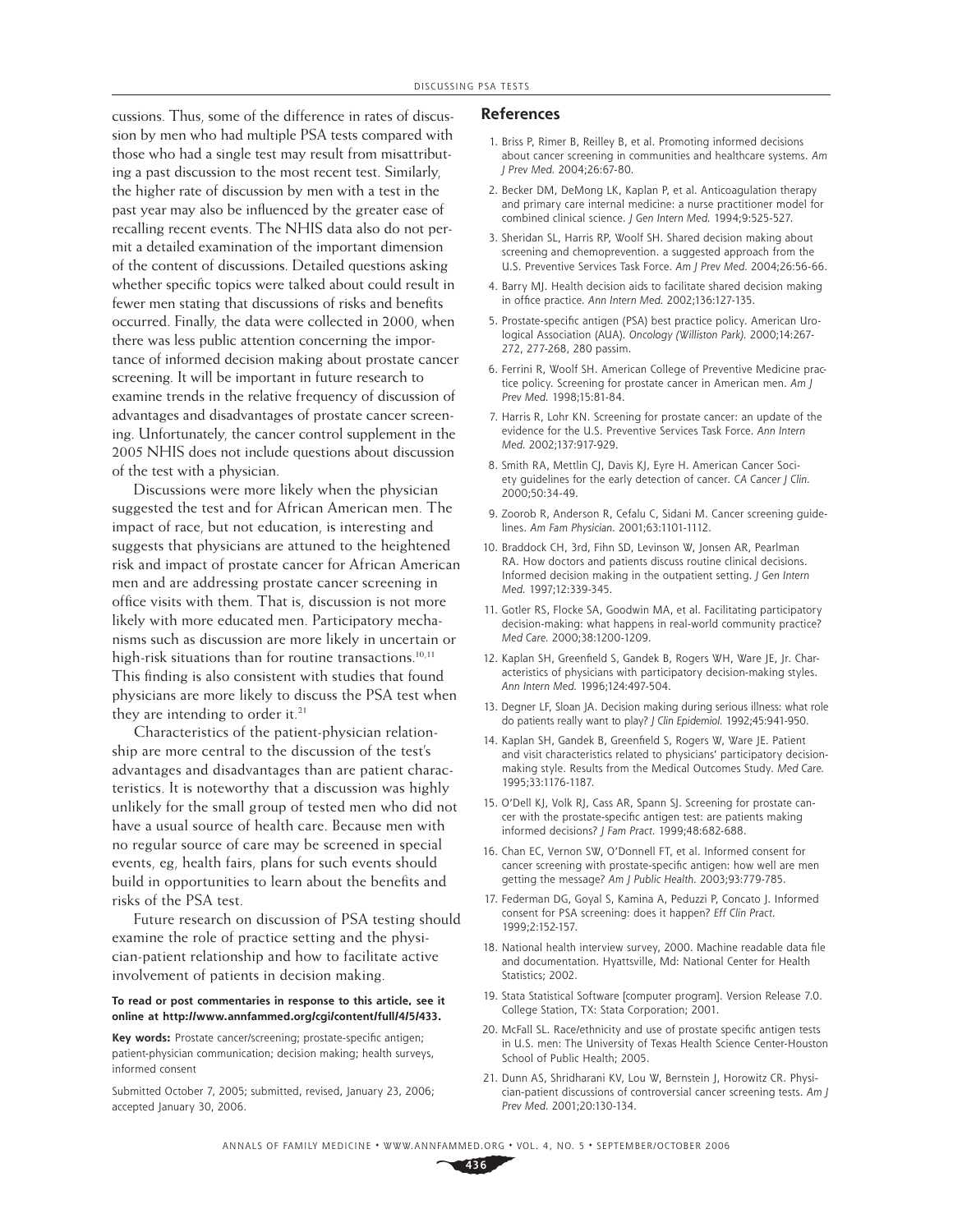cussions. Thus, some of the difference in rates of discussion by men who had multiple PSA tests compared with those who had a single test may result from misattributing a past discussion to the most recent test. Similarly, the higher rate of discussion by men with a test in the past year may also be influenced by the greater ease of recalling recent events. The NHIS data also do not permit a detailed examination of the important dimension of the content of discussions. Detailed questions asking whether specific topics were talked about could result in fewer men stating that discussions of risks and benefits occurred. Finally, the data were collected in 2000, when there was less public attention concerning the importance of informed decision making about prostate cancer screening. It will be important in future research to examine trends in the relative frequency of discussion of advantages and disadvantages of prostate cancer screening. Unfortunately, the cancer control supplement in the 2005 NHIS does not include questions about discussion of the test with a physician.

Discussions were more likely when the physician suggested the test and for African American men. The impact of race, but not education, is interesting and suggests that physicians are attuned to the heightened risk and impact of prostate cancer for African American men and are addressing prostate cancer screening in office visits with them. That is, discussion is not more likely with more educated men. Participatory mechanisms such as discussion are more likely in uncertain or high-risk situations than for routine transactions.[10,11] This finding is also consistent with studies that found physicians are more likely to discuss the PSA test when they are intending to order it.[21]

Characteristics of the patient-physician relationship are more central to the discussion of the test's advantages and disadvantages than are patient characteristics. It is noteworthy that a discussion was highly unlikely for the small group of tested men who did not have a usual source of health care. Because men with no regular source of care may be screened in special events, eg, health fairs, plans for such events should build in opportunities to learn about the benefits and risks of the PSA test.

Future research on discussion of PSA testing should examine the role of practice setting and the physician-patient relationship and how to facilitate active involvement of patients in decision making.

**To read or post commentaries in response to this article, see it online at http://www.annfammed.org/cgi/content/full/4/5/433.**

**Key words:** Prostate cancer/screening; prostate-specific antigen; patient-physician communication; decision making; health surveys, informed consent

Submitted October 7, 2005; submitted, revised, January 23, 2006; accepted January 30, 2006.

## References

1. Briss P, Rimer B, Reilley B, et al. Promoting informed decisions about cancer screening in communities and healthcare systems. *Am J Prev Med.* 2004;26:67-80.
2. Becker DM, DeMong LK, Kaplan P, et al. Anticoagulation therapy and primary care internal medicine: a nurse practitioner model for combined clinical science. *J Gen Intern Med.* 1994;9:525-527.
3. Sheridan SL, Harris RP, Woolf SH. Shared decision making about screening and chemoprevention. a suggested approach from the U.S. Preventive Services Task Force. *Am J Prev Med.* 2004;26:56-66.
4. Barry MJ. Health decision aids to facilitate shared decision making in office practice. *Ann Intern Med.* 2002;136:127-135.
5. Prostate-specific antigen (PSA) best practice policy. American Urological Association (AUA). *Oncology (Williston Park).* 2000;14:267-272, 277-268, 280 passim.
6. Ferrini R, Woolf SH. American College of Preventive Medicine practice policy. Screening for prostate cancer in American men. *Am J Prev Med.* 1998;15:81-84.
7. Harris R, Lohr KN. Screening for prostate cancer: an update of the evidence for the U.S. Preventive Services Task Force. *Ann Intern Med.* 2002;137:917-929.
8. Smith RA, Mettlin CJ, Davis KJ, Eyre H. American Cancer Society guidelines for the early detection of cancer. *CA Cancer J Clin.* 2000;50:34-49.
9. Zoorob R, Anderson R, Cefalu C, Sidani M. Cancer screening guidelines. *Am Fam Physician.* 2001;63:1101-1112.
10. Braddock CH, 3rd, Fihn SD, Levinson W, Jonsen AR, Pearlman RA. How doctors and patients discuss routine clinical decisions. Informed decision making in the outpatient setting. *J Gen Intern Med.* 1997;12:339-345.
11. Gotler RS, Flocke SA, Goodwin MA, et al. Facilitating participatory decision-making: what happens in real-world community practice? *Med Care.* 2000;38:1200-1209.
12. Kaplan SH, Greenfield S, Gandek B, Rogers WH, Ware JE, Jr. Characteristics of physicians with participatory decision-making styles. *Ann Intern Med.* 1996;124:497-504.
13. Degner LF, Sloan JA. Decision making during serious illness: what role do patients really want to play? *J Clin Epidemiol.* 1992;45:941-950.
14. Kaplan SH, Gandek B, Greenfield S, Rogers W, Ware JE. Patient and visit characteristics related to physicians' participatory decision-making style. Results from the Medical Outcomes Study. *Med Care.* 1995;33:1176-1187.
15. O'Dell KJ, Volk RJ, Cass AR, Spann SJ. Screening for prostate cancer with the prostate-specific antigen test: are patients making informed decisions? *J Fam Pract.* 1999;48:682-688.
16. Chan EC, Vernon SW, O'Donnell FT, et al. Informed consent for cancer screening with prostate-specific antigen: how well are men getting the message? *Am J Public Health.* 2003;93:779-785.
17. Federman DG, Goyal S, Kamina A, Peduzzi P, Concato J. Informed consent for PSA screening: does it happen? *Eff Clin Pract.* 1999;2:152-157.
18. National health interview survey, 2000. Machine readable data file and documentation. Hyattsville, Md: National Center for Health Statistics; 2002.
19. Stata Statistical Software [computer program]. Version Release 7.0. College Station, TX: Stata Corporation; 2001.
20. McFall SL. Race/ethnicity and use of prostate specific antigen tests in U.S. men: The University of Texas Health Science Center-Houston School of Public Health; 2005.
21. Dunn AS, Shridharani KV, Lou W, Bernstein J, Horowitz CR. Physician-patient discussions of controversial cancer screening tests. *Am J Prev Med.* 2001;20:130-134.